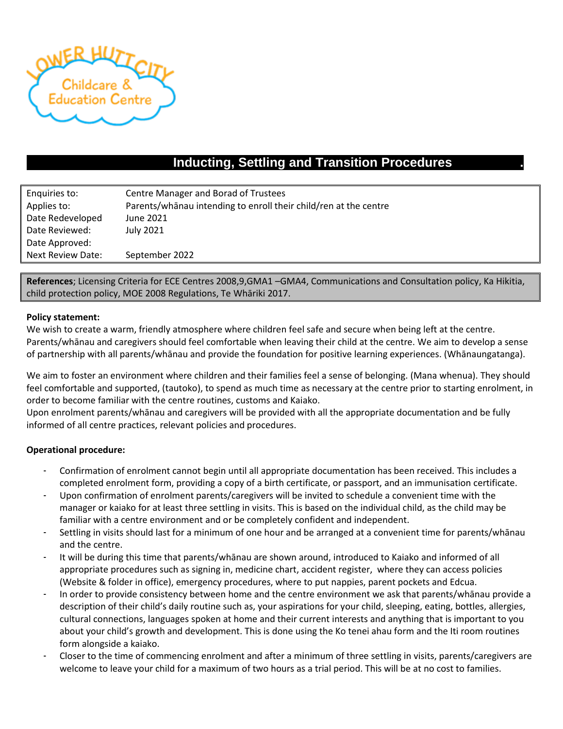# Inducting, Settling and Transition Procedures

| | |
|---|---|
| Enquiries to: | Centre Manager and Borad of Trustees |
| Applies to: | Parents/whānau intending to enroll their child/ren at the centre |
| Date Redeveloped | June 2021 |
| Date Reviewed: | July 2021 |
| Date Approved: | |
| Next Review Date: | September 2022 |

**References**; Licensing Criteria for ECE Centres 2008,9,GMA1 –GMA4, Communications and Consultation policy, Ka Hikitia, child protection policy, MOE 2008 Regulations, Te Whāriki 2017.

**Policy statement:**

We wish to create a warm, friendly atmosphere where children feel safe and secure when being left at the centre. Parents/whānau and caregivers should feel comfortable when leaving their child at the centre. We aim to develop a sense of partnership with all parents/whānau and provide the foundation for positive learning experiences. (Whānaungatanga).

We aim to foster an environment where children and their families feel a sense of belonging. (Mana whenua). They should feel comfortable and supported, (tautoko), to spend as much time as necessary at the centre prior to starting enrolment, in order to become familiar with the centre routines, customs and Kaiako.

Upon enrolment parents/whānau and caregivers will be provided with all the appropriate documentation and be fully informed of all centre practices, relevant policies and procedures.

**Operational procedure:**

- Confirmation of enrolment cannot begin until all appropriate documentation has been received. This includes a completed enrolment form, providing a copy of a birth certificate, or passport, and an immunisation certificate.
- Upon confirmation of enrolment parents/caregivers will be invited to schedule a convenient time with the manager or kaiako for at least three settling in visits. This is based on the individual child, as the child may be familiar with a centre environment and or be completely confident and independent.
- Settling in visits should last for a minimum of one hour and be arranged at a convenient time for parents/whānau and the centre.
- It will be during this time that parents/whānau are shown around, introduced to Kaiako and informed of all appropriate procedures such as signing in, medicine chart, accident register, where they can access policies (Website & folder in office), emergency procedures, where to put nappies, parent pockets and Edcua.
- In order to provide consistency between home and the centre environment we ask that parents/whānau provide a description of their child's daily routine such as, your aspirations for your child, sleeping, eating, bottles, allergies, cultural connections, languages spoken at home and their current interests and anything that is important to you about your child's growth and development. This is done using the Ko tenei ahau form and the Iti room routines form alongside a kaiako.
- Closer to the time of commencing enrolment and after a minimum of three settling in visits, parents/caregivers are welcome to leave your child for a maximum of two hours as a trial period. This will be at no cost to families.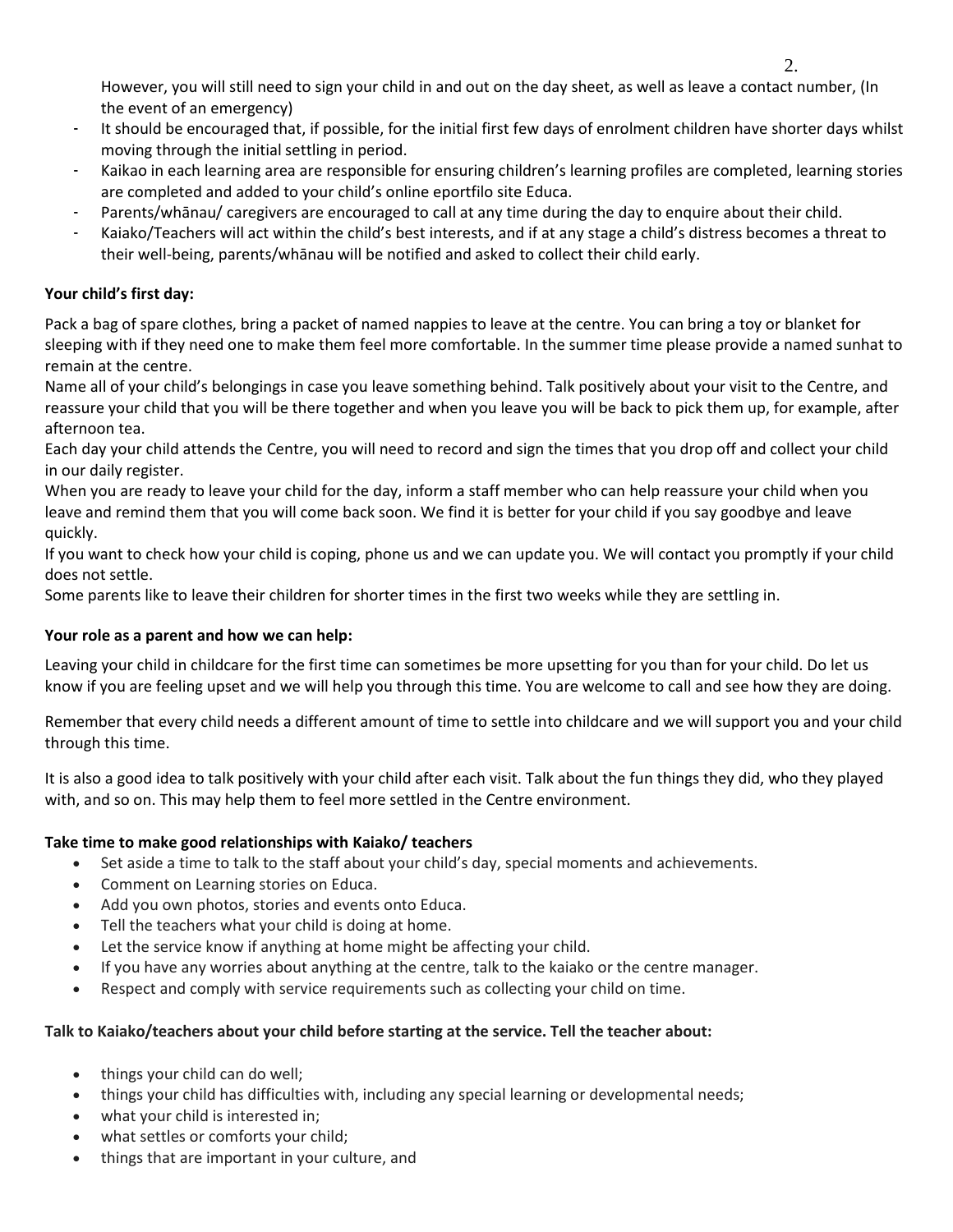However, you will still need to sign your child in and out on the day sheet, as well as leave a contact number, (In the event of an emergency)

- It should be encouraged that, if possible, for the initial first few days of enrolment children have shorter days whilst moving through the initial settling in period.
- Kaikao in each learning area are responsible for ensuring children's learning profiles are completed, learning stories are completed and added to your child's online eportfilo site Educa.
- Parents/whānau/ caregivers are encouraged to call at any time during the day to enquire about their child.
- Kaiako/Teachers will act within the child's best interests, and if at any stage a child's distress becomes a threat to their well-being, parents/whānau will be notified and asked to collect their child early.

**Your child's first day:**

Pack a bag of spare clothes, bring a packet of named nappies to leave at the centre. You can bring a toy or blanket for sleeping with if they need one to make them feel more comfortable. In the summer time please provide a named sunhat to remain at the centre.

Name all of your child's belongings in case you leave something behind. Talk positively about your visit to the Centre, and reassure your child that you will be there together and when you leave you will be back to pick them up, for example, after afternoon tea.

Each day your child attends the Centre, you will need to record and sign the times that you drop off and collect your child in our daily register.

When you are ready to leave your child for the day, inform a staff member who can help reassure your child when you leave and remind them that you will come back soon. We find it is better for your child if you say goodbye and leave quickly.

If you want to check how your child is coping, phone us and we can update you. We will contact you promptly if your child does not settle.

Some parents like to leave their children for shorter times in the first two weeks while they are settling in.

**Your role as a parent and how we can help:**

Leaving your child in childcare for the first time can sometimes be more upsetting for you than for your child. Do let us know if you are feeling upset and we will help you through this time. You are welcome to call and see how they are doing.

Remember that every child needs a different amount of time to settle into childcare and we will support you and your child through this time.

It is also a good idea to talk positively with your child after each visit. Talk about the fun things they did, who they played with, and so on. This may help them to feel more settled in the Centre environment.

**Take time to make good relationships with Kaiako/ teachers**

- Set aside a time to talk to the staff about your child's day, special moments and achievements.
- Comment on Learning stories on Educa.
- Add you own photos, stories and events onto Educa.
- Tell the teachers what your child is doing at home.
- Let the service know if anything at home might be affecting your child.
- If you have any worries about anything at the centre, talk to the kaiako or the centre manager.
- Respect and comply with service requirements such as collecting your child on time.

**Talk to Kaiako/teachers about your child before starting at the service. Tell the teacher about:**

- things your child can do well;
- things your child has difficulties with, including any special learning or developmental needs;
- what your child is interested in;
- what settles or comforts your child;
- things that are important in your culture, and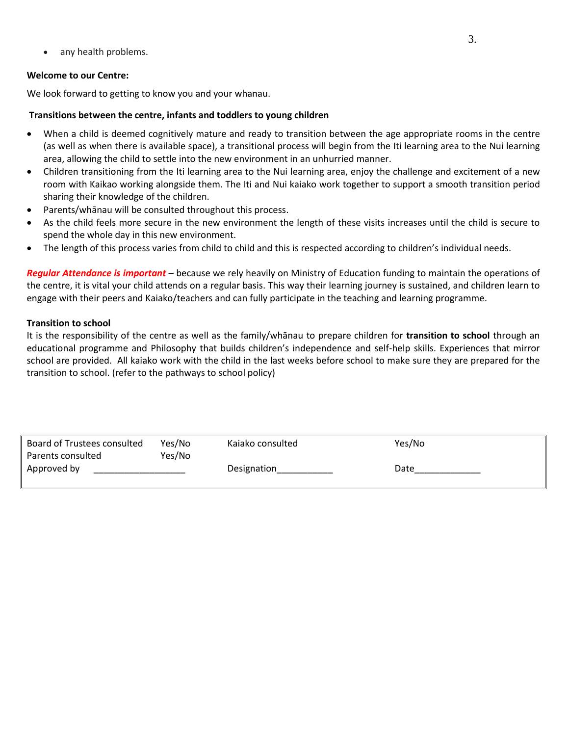- any health problems.

**Welcome to our Centre:**

We look forward to getting to know you and your whanau.

**Transitions between the centre, infants and toddlers to young children**

- When a child is deemed cognitively mature and ready to transition between the age appropriate rooms in the centre (as well as when there is available space), a transitional process will begin from the Iti learning area to the Nui learning area, allowing the child to settle into the new environment in an unhurried manner.
- Children transitioning from the Iti learning area to the Nui learning area, enjoy the challenge and excitement of a new room with Kaikao working alongside them. The Iti and Nui kaiako work together to support a smooth transition period sharing their knowledge of the children.
- Parents/whānau will be consulted throughout this process.
- As the child feels more secure in the new environment the length of these visits increases until the child is secure to spend the whole day in this new environment.
- The length of this process varies from child to child and this is respected according to children's individual needs.

***Regular Attendance is important*** – because we rely heavily on Ministry of Education funding to maintain the operations of the centre, it is vital your child attends on a regular basis. This way their learning journey is sustained, and children learn to engage with their peers and Kaiako/teachers and can fully participate in the teaching and learning programme.

**Transition to school**

It is the responsibility of the centre as well as the family/whānau to prepare children for **transition to school** through an educational programme and Philosophy that builds children's independence and self-help skills. Experiences that mirror school are provided. All kaiako work with the child in the last weeks before school to make sure they are prepared for the transition to school. (refer to the pathways to school policy)

| | | | |
|---|---|---|---|
| Board of Trustees consulted | Yes/No | Kaiako consulted | Yes/No |
| Parents consulted | Yes/No | | |
| Approved by | __________________ | Designation___________ | Date_____________ |